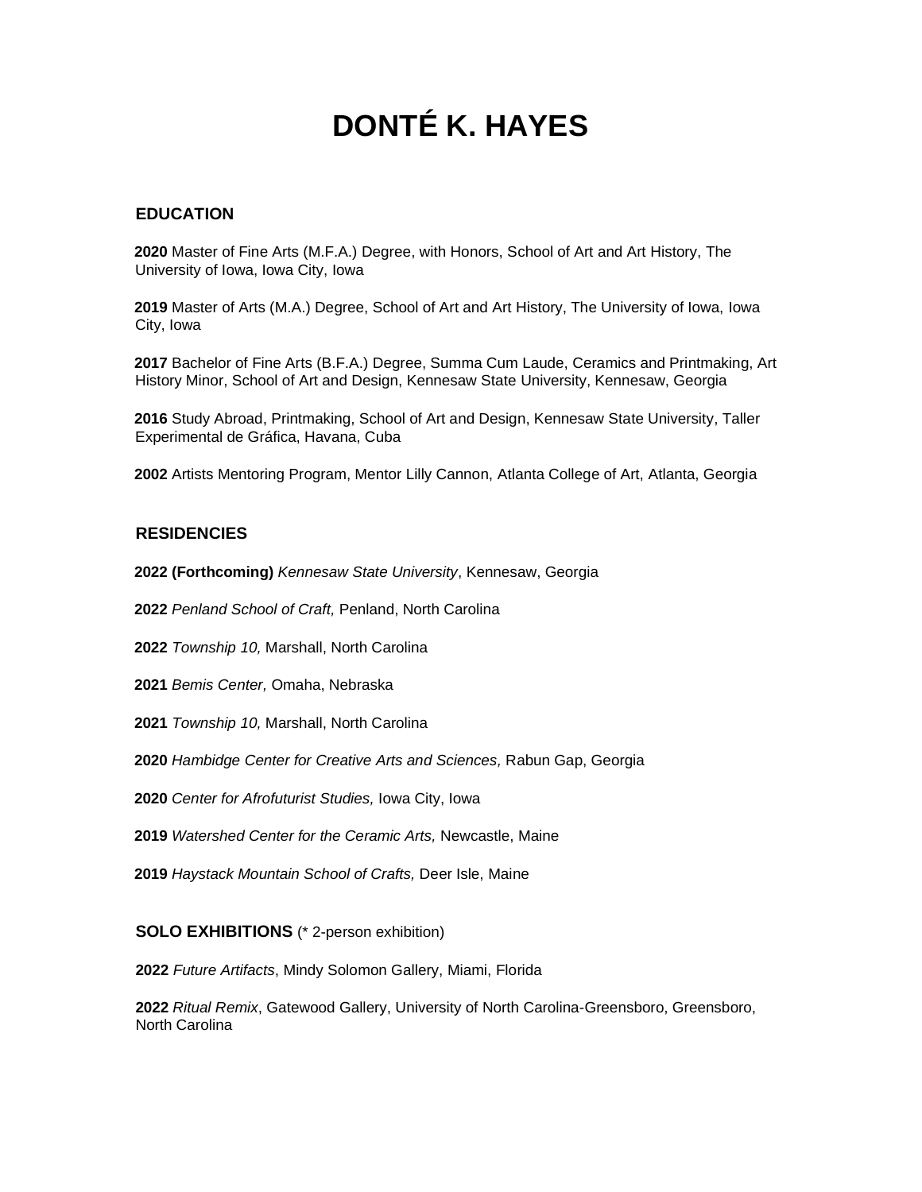# DONTÉ K. HAYES

## EDUCATION

**2020** Master of Fine Arts (M.F.A.) Degree, with Honors, School of Art and Art History, The University of Iowa, Iowa City, Iowa

**2019** Master of Arts (M.A.) Degree, School of Art and Art History, The University of Iowa, Iowa City, Iowa

**2017** Bachelor of Fine Arts (B.F.A.) Degree, Summa Cum Laude, Ceramics and Printmaking, Art History Minor, School of Art and Design, Kennesaw State University, Kennesaw, Georgia

**2016** Study Abroad, Printmaking, School of Art and Design, Kennesaw State University, Taller Experimental de Gráfica, Havana, Cuba

**2002** Artists Mentoring Program, Mentor Lilly Cannon, Atlanta College of Art, Atlanta, Georgia

## RESIDENCIES

**2022 (Forthcoming)** *Kennesaw State University*, Kennesaw, Georgia

**2022** *Penland School of Craft,* Penland, North Carolina

**2022** *Township 10,* Marshall, North Carolina

**2021** *Bemis Center,* Omaha, Nebraska

**2021** *Township 10,* Marshall, North Carolina

**2020** *Hambidge Center for Creative Arts and Sciences,* Rabun Gap, Georgia

**2020** *Center for Afrofuturist Studies,* Iowa City, Iowa

**2019** *Watershed Center for the Ceramic Arts,* Newcastle, Maine

**2019** *Haystack Mountain School of Crafts,* Deer Isle, Maine

## SOLO EXHIBITIONS (* 2-person exhibition)

**2022** *Future Artifacts*, Mindy Solomon Gallery, Miami, Florida

**2022** *Ritual Remix*, Gatewood Gallery, University of North Carolina-Greensboro, Greensboro, North Carolina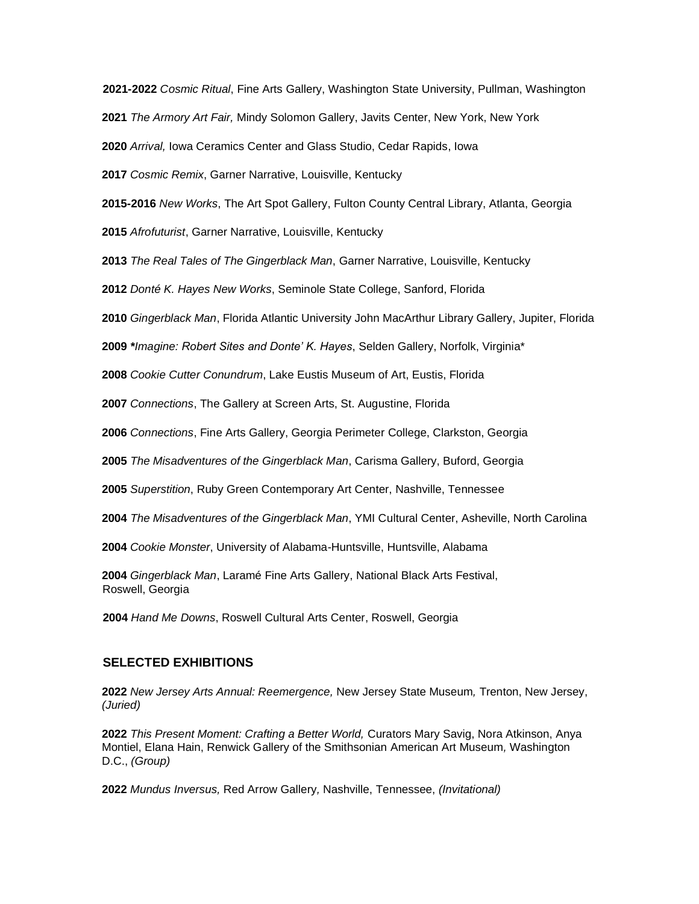**2021-2022** *Cosmic Ritual*, Fine Arts Gallery, Washington State University, Pullman, Washington

**2021** *The Armory Art Fair,* Mindy Solomon Gallery, Javits Center, New York, New York

**2020** *Arrival,* Iowa Ceramics Center and Glass Studio, Cedar Rapids, Iowa

**2017** *Cosmic Remix*, Garner Narrative, Louisville, Kentucky

**2015-2016** *New Works*, The Art Spot Gallery, Fulton County Central Library, Atlanta, Georgia

**2015** *Afrofuturist*, Garner Narrative, Louisville, Kentucky

**2013** *The Real Tales of The Gingerblack Man*, Garner Narrative, Louisville, Kentucky

**2012** *Donté K. Hayes New Works*, Seminole State College, Sanford, Florida

**2010** *Gingerblack Man*, Florida Atlantic University John MacArthur Library Gallery, Jupiter, Florida

**2009** *Imagine: Robert Sites and Donte' K. Hayes*, Selden Gallery, Norfolk, Virginia*

**2008** *Cookie Cutter Conundrum*, Lake Eustis Museum of Art, Eustis, Florida

**2007** *Connections*, The Gallery at Screen Arts, St. Augustine, Florida

**2006** *Connections*, Fine Arts Gallery, Georgia Perimeter College, Clarkston, Georgia

**2005** *The Misadventures of the Gingerblack Man*, Carisma Gallery, Buford, Georgia

**2005** *Superstition*, Ruby Green Contemporary Art Center, Nashville, Tennessee

**2004** *The Misadventures of the Gingerblack Man*, YMI Cultural Center, Asheville, North Carolina

**2004** *Cookie Monster*, University of Alabama-Huntsville, Huntsville, Alabama

**2004** *Gingerblack Man*, Laramé Fine Arts Gallery, National Black Arts Festival, Roswell, Georgia

**2004** *Hand Me Downs*, Roswell Cultural Arts Center, Roswell, Georgia

## SELECTED EXHIBITIONS

**2022** *New Jersey Arts Annual: Reemergence,* New Jersey State Museum, Trenton, New Jersey, *(Juried)*

**2022** *This Present Moment: Crafting a Better World,* Curators Mary Savig, Nora Atkinson, Anya Montiel, Elana Hain, Renwick Gallery of the Smithsonian American Art Museum, Washington D.C., *(Group)*

**2022** *Mundus Inversus,* Red Arrow Gallery, Nashville, Tennessee, *(Invitational)*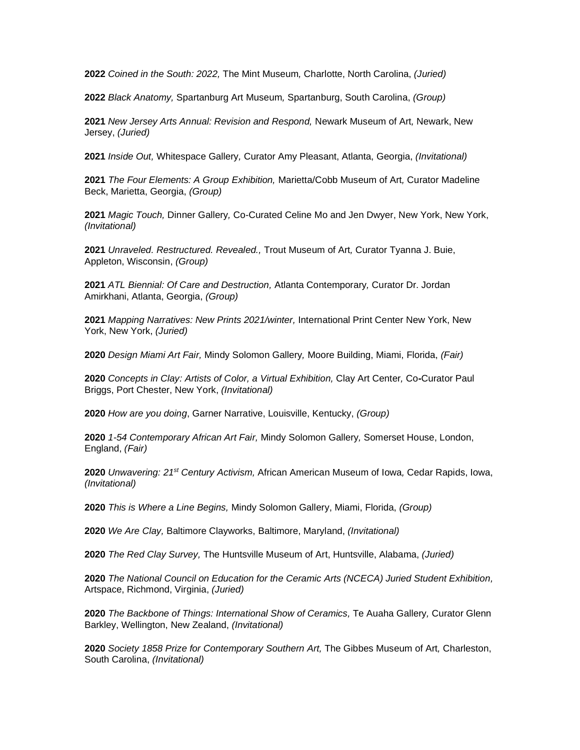**2022** *Coined in the South: 2022,* The Mint Museum*,* Charlotte, North Carolina, *(Juried)*

**2022** *Black Anatomy,* Spartanburg Art Museum*,* Spartanburg, South Carolina, *(Group)*

**2021** *New Jersey Arts Annual: Revision and Respond,* Newark Museum of Art*,* Newark, New Jersey, *(Juried)*

**2021** *Inside Out,* Whitespace Gallery*,* Curator Amy Pleasant, Atlanta, Georgia, *(Invitational)*

**2021** *The Four Elements: A Group Exhibition,* Marietta/Cobb Museum of Art*,* Curator Madeline Beck, Marietta, Georgia, *(Group)*

**2021** *Magic Touch,* Dinner Gallery*,* Co-Curated Celine Mo and Jen Dwyer, New York, New York, *(Invitational)*

**2021** *Unraveled. Restructured. Revealed.,* Trout Museum of Art*,* Curator Tyanna J. Buie, Appleton, Wisconsin, *(Group)*

**2021** *ATL Biennial: Of Care and Destruction,* Atlanta Contemporary*,* Curator Dr. Jordan Amirkhani, Atlanta, Georgia, *(Group)*

**2021** *Mapping Narratives: New Prints 2021/winter,* International Print Center New York, New York, New York, *(Juried)*

**2020** *Design Miami Art Fair,* Mindy Solomon Gallery*,* Moore Building, Miami, Florida, *(Fair)*

**2020** *Concepts in Clay: Artists of Color, a Virtual Exhibition,* Clay Art Center*,* Co-Curator Paul Briggs, Port Chester, New York, *(Invitational)*

**2020** *How are you doing*, Garner Narrative, Louisville, Kentucky, *(Group)*

**2020** *1-54 Contemporary African Art Fair,* Mindy Solomon Gallery*,* Somerset House, London, England, *(Fair)*

**2020** *Unwavering: 21st Century Activism,* African American Museum of Iowa*,* Cedar Rapids, Iowa, *(Invitational)*

**2020** *This is Where a Line Begins,* Mindy Solomon Gallery, Miami, Florida, *(Group)*

**2020** *We Are Clay,* Baltimore Clayworks, Baltimore, Maryland, *(Invitational)*

**2020** *The Red Clay Survey,* The Huntsville Museum of Art, Huntsville, Alabama, *(Juried)*

**2020** *The National Council on Education for the Ceramic Arts (NCECA) Juried Student Exhibition,* Artspace, Richmond, Virginia, *(Juried)*

**2020** *The Backbone of Things: International Show of Ceramics,* Te Auaha Gallery*,* Curator Glenn Barkley, Wellington, New Zealand, *(Invitational)*

**2020** *Society 1858 Prize for Contemporary Southern Art,* The Gibbes Museum of Art*,* Charleston, South Carolina, *(Invitational)*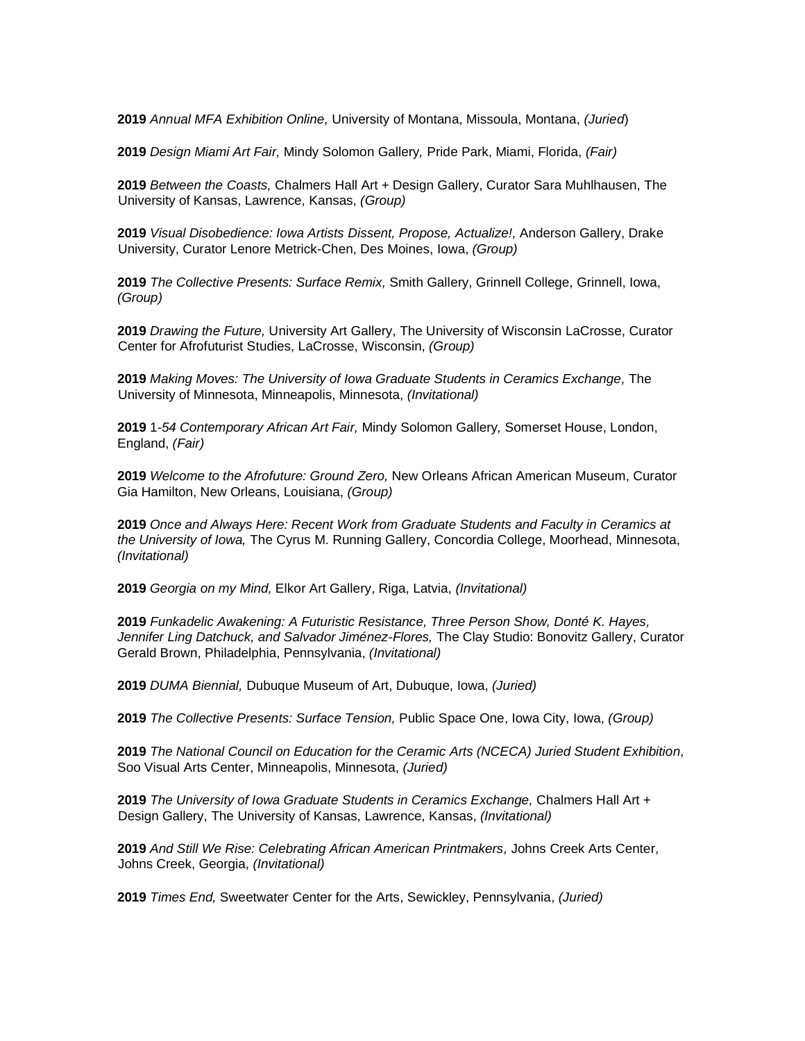**2019** *Annual MFA Exhibition Online,* University of Montana, Missoula, Montana, *(Juried*)

**2019** *Design Miami Art Fair,* Mindy Solomon Gallery*,* Pride Park, Miami, Florida, *(Fair)*

**2019** *Between the Coasts,* Chalmers Hall Art + Design Gallery, Curator Sara Muhlhausen, The University of Kansas, Lawrence, Kansas, *(Group)*

**2019** *Visual Disobedience: Iowa Artists Dissent, Propose, Actualize!,* Anderson Gallery, Drake University, Curator Lenore Metrick-Chen, Des Moines, Iowa, *(Group)*

**2019** *The Collective Presents: Surface Remix,* Smith Gallery, Grinnell College, Grinnell, Iowa, *(Group)*

**2019** *Drawing the Future,* University Art Gallery, The University of Wisconsin LaCrosse, Curator Center for Afrofuturist Studies, LaCrosse, Wisconsin, *(Group)*

**2019** *Making Moves: The University of Iowa Graduate Students in Ceramics Exchange,* The University of Minnesota, Minneapolis, Minnesota, *(Invitational)*

**2019** 1-*54 Contemporary African Art Fair,* Mindy Solomon Gallery*,* Somerset House, London, England, *(Fair)*

**2019** *Welcome to the Afrofuture: Ground Zero,* New Orleans African American Museum, Curator Gia Hamilton, New Orleans, Louisiana, *(Group)*

**2019** *Once and Always Here: Recent Work from Graduate Students and Faculty in Ceramics at the University of Iowa,* The Cyrus M. Running Gallery, Concordia College, Moorhead, Minnesota, *(Invitational)*

**2019** *Georgia on my Mind,* Elkor Art Gallery, Riga, Latvia, *(Invitational)*

**2019** *Funkadelic Awakening: A Futuristic Resistance, Three Person Show, Donté K. Hayes, Jennifer Ling Datchuck, and Salvador Jiménez-Flores,* The Clay Studio: Bonovitz Gallery, Curator Gerald Brown, Philadelphia, Pennsylvania, *(Invitational)*

**2019** *DUMA Biennial,* Dubuque Museum of Art, Dubuque, Iowa, *(Juried)*

**2019** *The Collective Presents: Surface Tension,* Public Space One, Iowa City, Iowa, *(Group)*

**2019** *The National Council on Education for the Ceramic Arts (NCECA) Juried Student Exhibition,* Soo Visual Arts Center, Minneapolis, Minnesota, *(Juried)*

**2019** *The University of Iowa Graduate Students in Ceramics Exchange,* Chalmers Hall Art + Design Gallery, The University of Kansas, Lawrence, Kansas, *(Invitational)*

**2019** *And Still We Rise: Celebrating African American Printmakers,* Johns Creek Arts Center, Johns Creek, Georgia, *(Invitational)*

**2019** *Times End,* Sweetwater Center for the Arts, Sewickley, Pennsylvania, *(Juried)*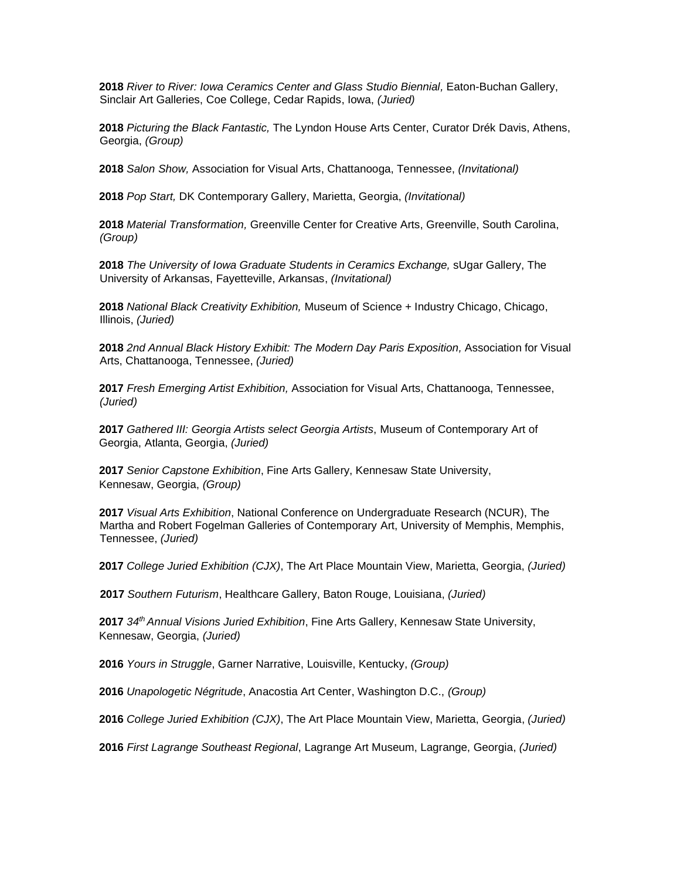**2018** *River to River: Iowa Ceramics Center and Glass Studio Biennial,* Eaton-Buchan Gallery, Sinclair Art Galleries, Coe College, Cedar Rapids, Iowa, *(Juried)*

**2018** *Picturing the Black Fantastic,* The Lyndon House Arts Center, Curator Drék Davis, Athens, Georgia, *(Group)*

**2018** *Salon Show,* Association for Visual Arts, Chattanooga, Tennessee, *(Invitational)*

**2018** *Pop Start,* DK Contemporary Gallery, Marietta, Georgia, *(Invitational)*

**2018** *Material Transformation,* Greenville Center for Creative Arts, Greenville, South Carolina, *(Group)*

**2018** *The University of Iowa Graduate Students in Ceramics Exchange,* sUgar Gallery, The University of Arkansas, Fayetteville, Arkansas, *(Invitational)*

**2018** *National Black Creativity Exhibition,* Museum of Science + Industry Chicago, Chicago, Illinois, *(Juried)*

**2018** *2nd Annual Black History Exhibit: The Modern Day Paris Exposition,* Association for Visual Arts, Chattanooga, Tennessee, *(Juried)*

**2017** *Fresh Emerging Artist Exhibition,* Association for Visual Arts, Chattanooga, Tennessee, *(Juried)*

**2017** *Gathered III: Georgia Artists select Georgia Artists*, Museum of Contemporary Art of Georgia, Atlanta, Georgia, *(Juried)*

**2017** *Senior Capstone Exhibition*, Fine Arts Gallery, Kennesaw State University, Kennesaw, Georgia, *(Group)*

**2017** *Visual Arts Exhibition*, National Conference on Undergraduate Research (NCUR), The Martha and Robert Fogelman Galleries of Contemporary Art, University of Memphis, Memphis, Tennessee, *(Juried)*

**2017** *College Juried Exhibition (CJX)*, The Art Place Mountain View, Marietta, Georgia, *(Juried)*

**2017** *Southern Futurism*, Healthcare Gallery, Baton Rouge, Louisiana, *(Juried)*

**2017** *34th Annual Visions Juried Exhibition*, Fine Arts Gallery, Kennesaw State University, Kennesaw, Georgia, *(Juried)*

**2016** *Yours in Struggle*, Garner Narrative, Louisville, Kentucky, *(Group)*

**2016** *Unapologetic Négritude*, Anacostia Art Center, Washington D.C., *(Group)*

**2016** *College Juried Exhibition (CJX)*, The Art Place Mountain View, Marietta, Georgia, *(Juried)*

**2016** *First Lagrange Southeast Regional*, Lagrange Art Museum, Lagrange, Georgia, *(Juried)*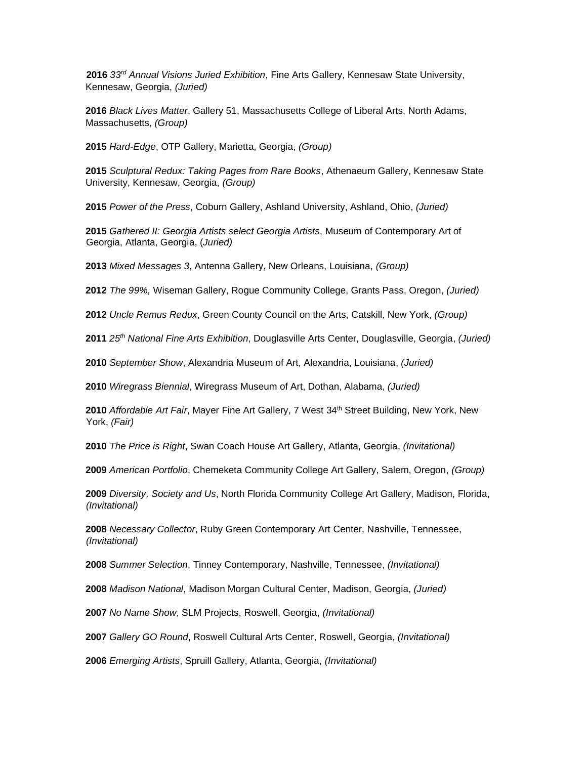**2016** *33rd Annual Visions Juried Exhibition*, Fine Arts Gallery, Kennesaw State University, Kennesaw, Georgia, *(Juried)*

**2016** *Black Lives Matter*, Gallery 51, Massachusetts College of Liberal Arts, North Adams, Massachusetts, *(Group)*

**2015** *Hard-Edge*, OTP Gallery, Marietta, Georgia, *(Group)*

**2015** *Sculptural Redux: Taking Pages from Rare Books*, Athenaeum Gallery, Kennesaw State University, Kennesaw, Georgia, *(Group)*

**2015** *Power of the Press*, Coburn Gallery, Ashland University, Ashland, Ohio, *(Juried)*

**2015** *Gathered II: Georgia Artists select Georgia Artists*, Museum of Contemporary Art of Georgia, Atlanta, Georgia, (*Juried)*

**2013** *Mixed Messages 3*, Antenna Gallery, New Orleans, Louisiana, *(Group)*

**2012** *The 99%,* Wiseman Gallery, Rogue Community College, Grants Pass, Oregon, *(Juried)*

**2012** *Uncle Remus Redux*, Green County Council on the Arts, Catskill, New York, *(Group)*

**2011** *25th National Fine Arts Exhibition*, Douglasville Arts Center, Douglasville, Georgia, *(Juried)*

**2010** *September Show*, Alexandria Museum of Art, Alexandria, Louisiana, *(Juried)*

**2010** *Wiregrass Biennial*, Wiregrass Museum of Art, Dothan, Alabama, *(Juried)*

**2010** *Affordable Art Fair*, Mayer Fine Art Gallery, 7 West 34th Street Building, New York, New York, *(Fair)*

**2010** *The Price is Right*, Swan Coach House Art Gallery, Atlanta, Georgia, *(Invitational)*

**2009** *American Portfolio*, Chemeketa Community College Art Gallery, Salem, Oregon, *(Group)*

**2009** *Diversity, Society and Us*, North Florida Community College Art Gallery, Madison, Florida, *(Invitational)*

**2008** *Necessary Collector*, Ruby Green Contemporary Art Center, Nashville, Tennessee, *(Invitational)*

**2008** *Summer Selection*, Tinney Contemporary, Nashville, Tennessee, *(Invitational)*

**2008** *Madison National*, Madison Morgan Cultural Center, Madison, Georgia, *(Juried)*

**2007** *No Name Show*, SLM Projects, Roswell, Georgia, *(Invitational)*

**2007** *Gallery GO Round*, Roswell Cultural Arts Center, Roswell, Georgia, *(Invitational)*

**2006** *Emerging Artists*, Spruill Gallery, Atlanta, Georgia, *(Invitational)*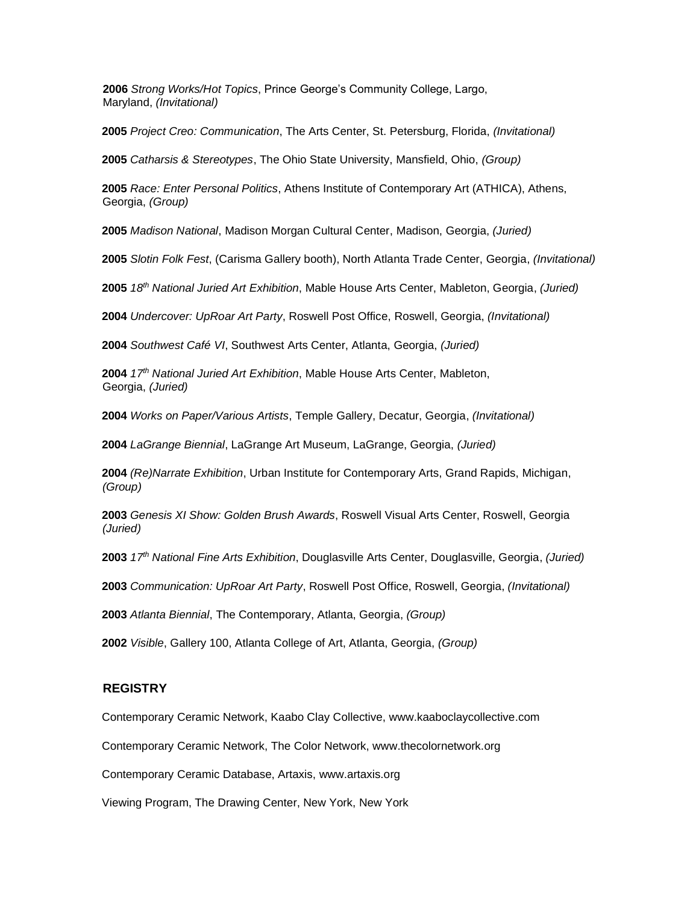**2006** *Strong Works/Hot Topics*, Prince George's Community College, Largo, Maryland, *(Invitational)*

**2005** *Project Creo: Communication*, The Arts Center, St. Petersburg, Florida, *(Invitational)*

**2005** *Catharsis & Stereotypes*, The Ohio State University, Mansfield, Ohio, *(Group)*

**2005** *Race: Enter Personal Politics*, Athens Institute of Contemporary Art (ATHICA), Athens, Georgia, *(Group)*

**2005** *Madison National*, Madison Morgan Cultural Center, Madison, Georgia, *(Juried)*

**2005** *Slotin Folk Fest*, (Carisma Gallery booth), North Atlanta Trade Center, Georgia, *(Invitational)*

**2005** *18th National Juried Art Exhibition*, Mable House Arts Center, Mableton, Georgia, *(Juried)*

**2004** *Undercover: UpRoar Art Party*, Roswell Post Office, Roswell, Georgia, *(Invitational)*

**2004** *Southwest Café VI*, Southwest Arts Center, Atlanta, Georgia, *(Juried)*

**2004** *17th National Juried Art Exhibition*, Mable House Arts Center, Mableton, Georgia, *(Juried)*

**2004** *Works on Paper/Various Artists*, Temple Gallery, Decatur, Georgia, *(Invitational)*

**2004** *LaGrange Biennial*, LaGrange Art Museum, LaGrange, Georgia, *(Juried)*

**2004** *(Re)Narrate Exhibition*, Urban Institute for Contemporary Arts, Grand Rapids, Michigan, *(Group)*

**2003** *Genesis XI Show: Golden Brush Awards*, Roswell Visual Arts Center, Roswell, Georgia *(Juried)*

**2003** *17th National Fine Arts Exhibition*, Douglasville Arts Center, Douglasville, Georgia, *(Juried)*

**2003** *Communication: UpRoar Art Party*, Roswell Post Office, Roswell, Georgia, *(Invitational)*

**2003** *Atlanta Biennial*, The Contemporary, Atlanta, Georgia, *(Group)*

**2002** *Visible*, Gallery 100, Atlanta College of Art, Atlanta, Georgia, *(Group)*

## REGISTRY

Contemporary Ceramic Network, Kaabo Clay Collective, www.kaaboclaycollective.com

Contemporary Ceramic Network, The Color Network, www.thecolornetwork.org

Contemporary Ceramic Database, Artaxis, www.artaxis.org

Viewing Program, The Drawing Center, New York, New York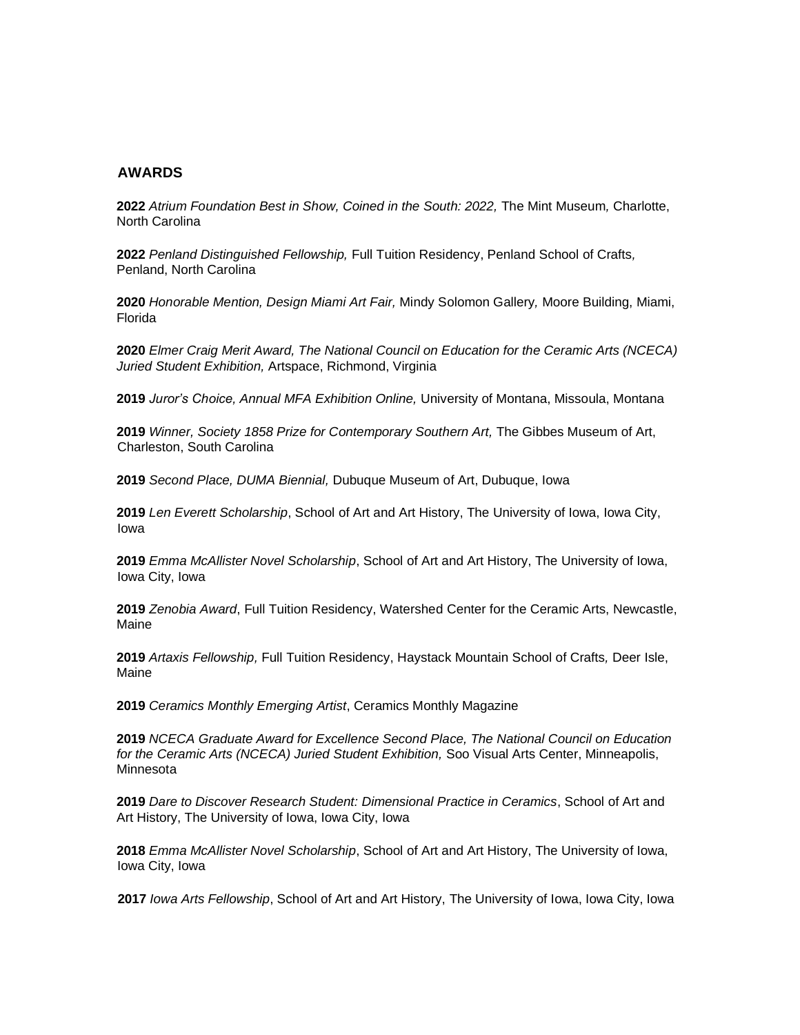## AWARDS

**2022** *Atrium Foundation Best in Show, Coined in the South: 2022,* The Mint Museum, Charlotte, North Carolina

**2022** *Penland Distinguished Fellowship,* Full Tuition Residency, Penland School of Crafts, Penland, North Carolina

**2020** *Honorable Mention, Design Miami Art Fair,* Mindy Solomon Gallery, Moore Building, Miami, Florida

**2020** *Elmer Craig Merit Award, The National Council on Education for the Ceramic Arts (NCECA) Juried Student Exhibition,* Artspace, Richmond, Virginia

**2019** *Juror's Choice, Annual MFA Exhibition Online,* University of Montana, Missoula, Montana

**2019** *Winner, Society 1858 Prize for Contemporary Southern Art,* The Gibbes Museum of Art, Charleston, South Carolina

**2019** *Second Place, DUMA Biennial,* Dubuque Museum of Art, Dubuque, Iowa

**2019** *Len Everett Scholarship*, School of Art and Art History, The University of Iowa, Iowa City, Iowa

**2019** *Emma McAllister Novel Scholarship*, School of Art and Art History, The University of Iowa, Iowa City, Iowa

**2019** *Zenobia Award*, Full Tuition Residency, Watershed Center for the Ceramic Arts, Newcastle, Maine

**2019** *Artaxis Fellowship,* Full Tuition Residency, Haystack Mountain School of Crafts, Deer Isle, Maine

**2019** *Ceramics Monthly Emerging Artist*, Ceramics Monthly Magazine

**2019** *NCECA Graduate Award for Excellence Second Place, The National Council on Education for the Ceramic Arts (NCECA) Juried Student Exhibition,* Soo Visual Arts Center, Minneapolis, Minnesota

**2019** *Dare to Discover Research Student: Dimensional Practice in Ceramics*, School of Art and Art History, The University of Iowa, Iowa City, Iowa

**2018** *Emma McAllister Novel Scholarship*, School of Art and Art History, The University of Iowa, Iowa City, Iowa

**2017** *Iowa Arts Fellowship*, School of Art and Art History, The University of Iowa, Iowa City, Iowa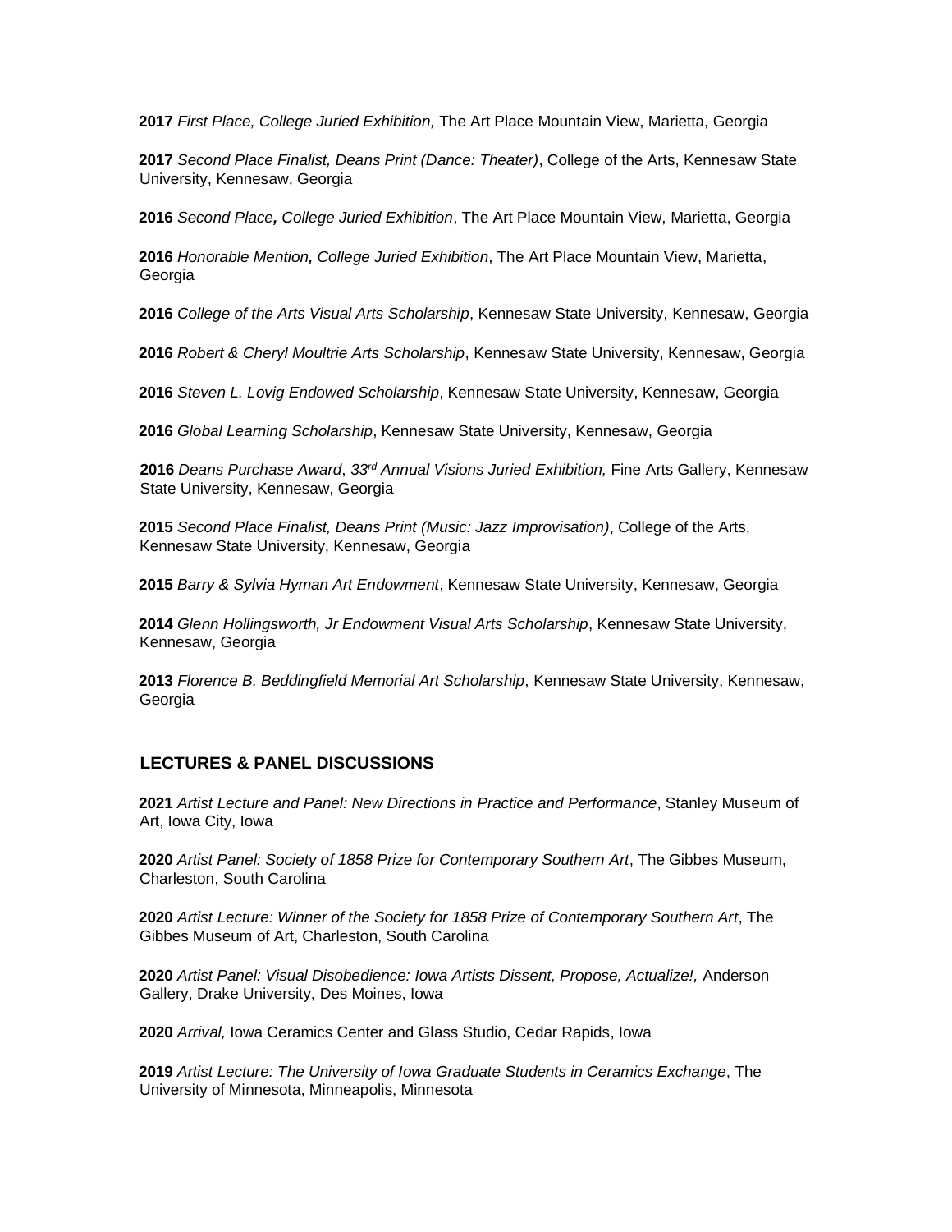**2017** *First Place, College Juried Exhibition,* The Art Place Mountain View, Marietta, Georgia

**2017** *Second Place Finalist, Deans Print (Dance: Theater)*, College of the Arts, Kennesaw State University, Kennesaw, Georgia

**2016** *Second Place, College Juried Exhibition*, The Art Place Mountain View, Marietta, Georgia

**2016** *Honorable Mention, College Juried Exhibition*, The Art Place Mountain View, Marietta, Georgia

**2016** *College of the Arts Visual Arts Scholarship*, Kennesaw State University, Kennesaw, Georgia

**2016** *Robert & Cheryl Moultrie Arts Scholarship*, Kennesaw State University, Kennesaw, Georgia

**2016** *Steven L. Lovig Endowed Scholarship*, Kennesaw State University, Kennesaw, Georgia

**2016** *Global Learning Scholarship*, Kennesaw State University, Kennesaw, Georgia

**2016** *Deans Purchase Award*, *33rd Annual Visions Juried Exhibition,* Fine Arts Gallery, Kennesaw State University, Kennesaw, Georgia

**2015** *Second Place Finalist, Deans Print (Music: Jazz Improvisation)*, College of the Arts, Kennesaw State University, Kennesaw, Georgia

**2015** *Barry & Sylvia Hyman Art Endowment*, Kennesaw State University, Kennesaw, Georgia

**2014** *Glenn Hollingsworth, Jr Endowment Visual Arts Scholarship*, Kennesaw State University, Kennesaw, Georgia

**2013** *Florence B. Beddingfield Memorial Art Scholarship*, Kennesaw State University, Kennesaw, Georgia

## LECTURES & PANEL DISCUSSIONS

**2021** *Artist Lecture and Panel: New Directions in Practice and Performance*, Stanley Museum of Art, Iowa City, Iowa

**2020** *Artist Panel: Society of 1858 Prize for Contemporary Southern Art*, The Gibbes Museum, Charleston, South Carolina

**2020** *Artist Lecture: Winner of the Society for 1858 Prize of Contemporary Southern Art*, The Gibbes Museum of Art, Charleston, South Carolina

**2020** *Artist Panel: Visual Disobedience: Iowa Artists Dissent, Propose, Actualize!,* Anderson Gallery, Drake University, Des Moines, Iowa

**2020** *Arrival,* Iowa Ceramics Center and Glass Studio, Cedar Rapids, Iowa

**2019** *Artist Lecture: The University of Iowa Graduate Students in Ceramics Exchange*, The University of Minnesota, Minneapolis, Minnesota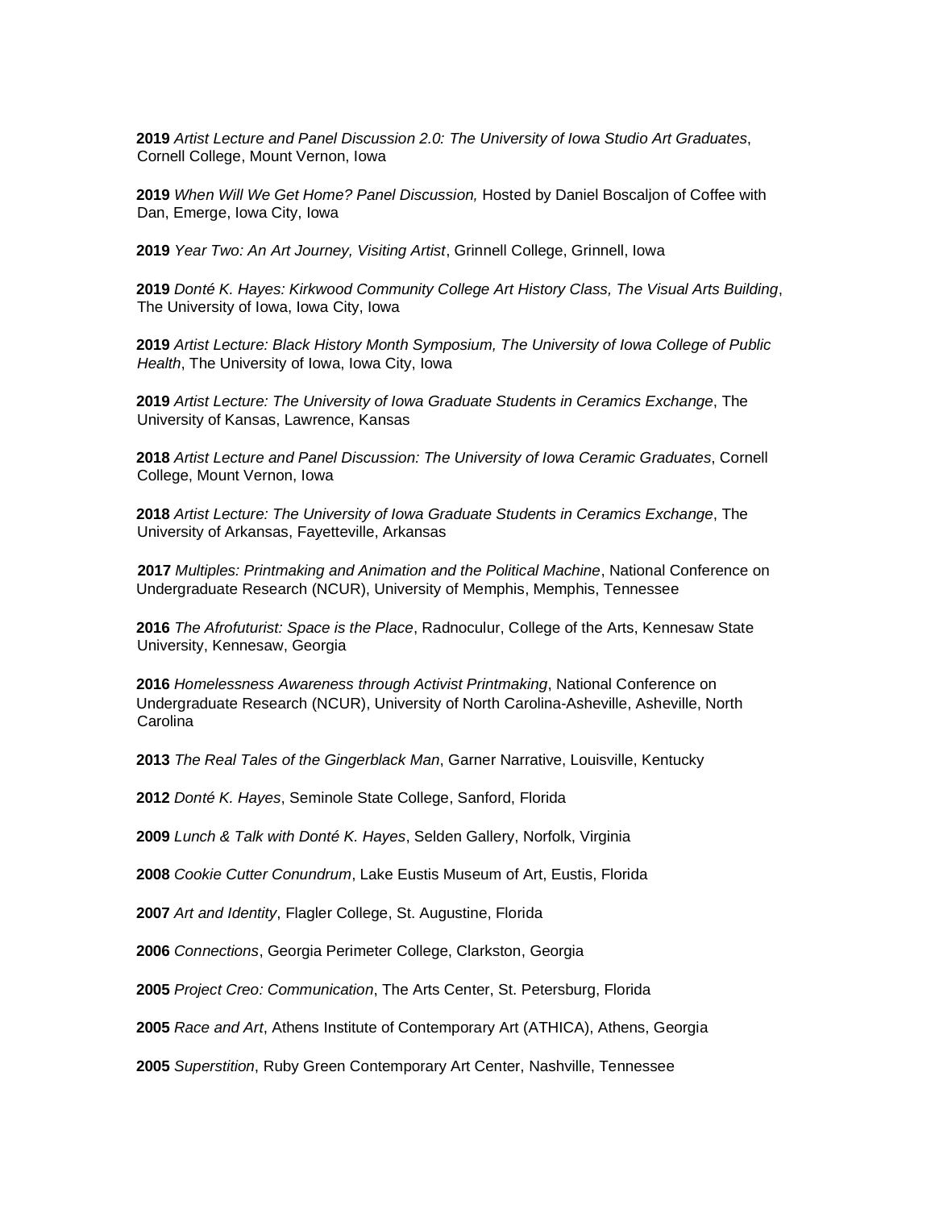**2019** *Artist Lecture and Panel Discussion 2.0: The University of Iowa Studio Art Graduates*, Cornell College, Mount Vernon, Iowa

**2019** *When Will We Get Home? Panel Discussion,* Hosted by Daniel Boscaljon of Coffee with Dan, Emerge, Iowa City, Iowa

**2019** *Year Two: An Art Journey, Visiting Artist*, Grinnell College, Grinnell, Iowa

**2019** *Donté K. Hayes: Kirkwood Community College Art History Class, The Visual Arts Building*, The University of Iowa, Iowa City, Iowa

**2019** *Artist Lecture: Black History Month Symposium, The University of Iowa College of Public Health*, The University of Iowa, Iowa City, Iowa

**2019** *Artist Lecture: The University of Iowa Graduate Students in Ceramics Exchange*, The University of Kansas, Lawrence, Kansas

**2018** *Artist Lecture and Panel Discussion: The University of Iowa Ceramic Graduates*, Cornell College, Mount Vernon, Iowa

**2018** *Artist Lecture: The University of Iowa Graduate Students in Ceramics Exchange*, The University of Arkansas, Fayetteville, Arkansas

**2017** *Multiples: Printmaking and Animation and the Political Machine*, National Conference on Undergraduate Research (NCUR), University of Memphis, Memphis, Tennessee

**2016** *The Afrofuturist: Space is the Place*, Radnoculur, College of the Arts, Kennesaw State University, Kennesaw, Georgia

**2016** *Homelessness Awareness through Activist Printmaking*, National Conference on Undergraduate Research (NCUR), University of North Carolina-Asheville, Asheville, North Carolina

**2013** *The Real Tales of the Gingerblack Man*, Garner Narrative, Louisville, Kentucky

**2012** *Donté K. Hayes*, Seminole State College, Sanford, Florida

**2009** *Lunch & Talk with Donté K. Hayes*, Selden Gallery, Norfolk, Virginia

**2008** *Cookie Cutter Conundrum*, Lake Eustis Museum of Art, Eustis, Florida

**2007** *Art and Identity*, Flagler College, St. Augustine, Florida

**2006** *Connections*, Georgia Perimeter College, Clarkston, Georgia

**2005** *Project Creo: Communication*, The Arts Center, St. Petersburg, Florida

**2005** *Race and Art*, Athens Institute of Contemporary Art (ATHICA), Athens, Georgia

**2005** *Superstition*, Ruby Green Contemporary Art Center, Nashville, Tennessee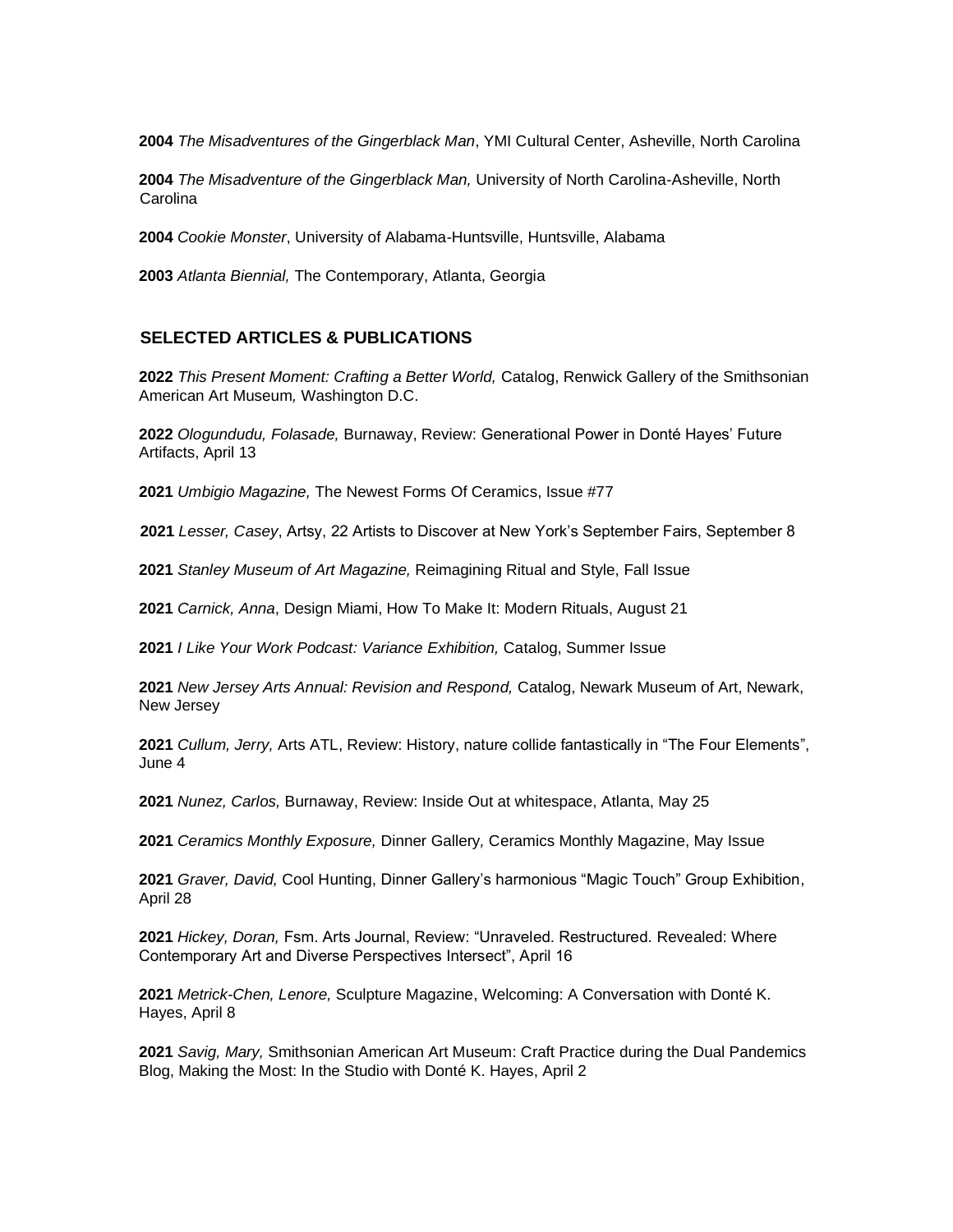**2004** *The Misadventures of the Gingerblack Man*, YMI Cultural Center, Asheville, North Carolina

**2004** *The Misadventure of the Gingerblack Man,* University of North Carolina-Asheville, North Carolina

**2004** *Cookie Monster*, University of Alabama-Huntsville, Huntsville, Alabama

**2003** *Atlanta Biennial,* The Contemporary, Atlanta, Georgia

## SELECTED ARTICLES & PUBLICATIONS

**2022** *This Present Moment: Crafting a Better World,* Catalog, Renwick Gallery of the Smithsonian American Art Museum*,* Washington D.C.

**2022** *Ologundudu, Folasade,* Burnaway, Review: Generational Power in Donté Hayes' Future Artifacts, April 13

**2021** *Umbigio Magazine,* The Newest Forms Of Ceramics, Issue #77

**2021** *Lesser, Casey*, Artsy, 22 Artists to Discover at New York's September Fairs, September 8

**2021** *Stanley Museum of Art Magazine,* Reimagining Ritual and Style, Fall Issue

**2021** *Carnick, Anna*, Design Miami, How To Make It: Modern Rituals, August 21

**2021** *I Like Your Work Podcast: Variance Exhibition,* Catalog, Summer Issue

**2021** *New Jersey Arts Annual: Revision and Respond,* Catalog, Newark Museum of Art, Newark, New Jersey

**2021** *Cullum, Jerry,* Arts ATL, Review: History, nature collide fantastically in "The Four Elements", June 4

**2021** *Nunez, Carlos,* Burnaway, Review: Inside Out at whitespace, Atlanta, May 25

**2021** *Ceramics Monthly Exposure,* Dinner Gallery*,* Ceramics Monthly Magazine, May Issue

**2021** *Graver, David,* Cool Hunting, Dinner Gallery's harmonious "Magic Touch" Group Exhibition, April 28

**2021** *Hickey, Doran,* Fsm. Arts Journal, Review: "Unraveled. Restructured. Revealed: Where Contemporary Art and Diverse Perspectives Intersect", April 16

**2021** *Metrick-Chen, Lenore,* Sculpture Magazine, Welcoming: A Conversation with Donté K. Hayes, April 8

**2021** *Savig, Mary,* Smithsonian American Art Museum: Craft Practice during the Dual Pandemics Blog, Making the Most: In the Studio with Donté K. Hayes, April 2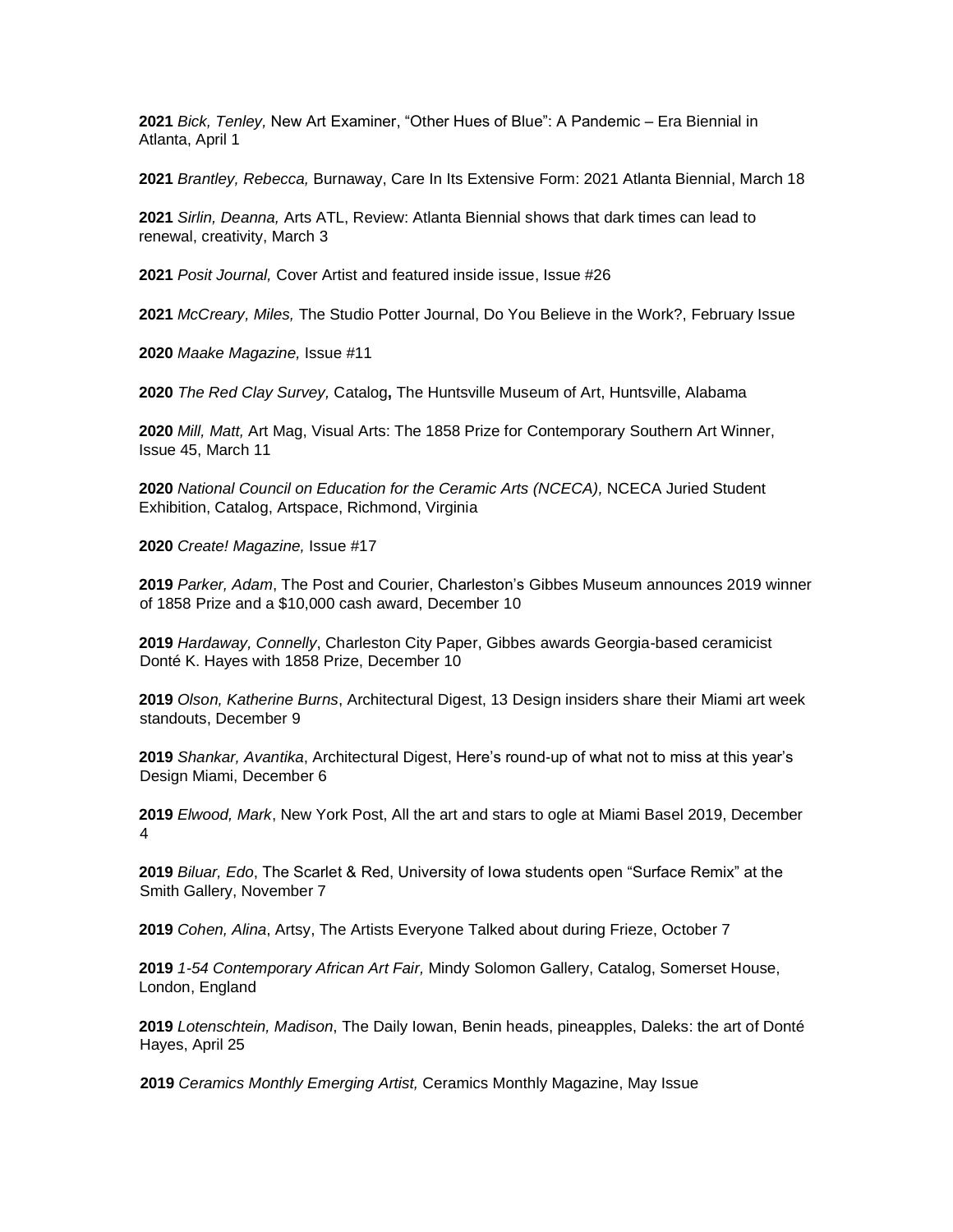**2021** *Bick, Tenley,* New Art Examiner, "Other Hues of Blue": A Pandemic – Era Biennial in Atlanta, April 1

**2021** *Brantley, Rebecca,* Burnaway, Care In Its Extensive Form: 2021 Atlanta Biennial, March 18

**2021** *Sirlin, Deanna,* Arts ATL, Review: Atlanta Biennial shows that dark times can lead to renewal, creativity, March 3

**2021** *Posit Journal,* Cover Artist and featured inside issue, Issue #26

**2021** *McCreary, Miles,* The Studio Potter Journal, Do You Believe in the Work?, February Issue

**2020** *Maake Magazine,* Issue #11

**2020** *The Red Clay Survey,* Catalog**,** The Huntsville Museum of Art, Huntsville, Alabama

**2020** *Mill, Matt,* Art Mag, Visual Arts: The 1858 Prize for Contemporary Southern Art Winner, Issue 45, March 11

**2020** *National Council on Education for the Ceramic Arts (NCECA),* NCECA Juried Student Exhibition, Catalog, Artspace, Richmond, Virginia

**2020** *Create! Magazine,* Issue #17

**2019** *Parker, Adam*, The Post and Courier, Charleston's Gibbes Museum announces 2019 winner of 1858 Prize and a $10,000 cash award, December 10

**2019** *Hardaway, Connelly*, Charleston City Paper, Gibbes awards Georgia-based ceramicist Donté K. Hayes with 1858 Prize, December 10

**2019** *Olson, Katherine Burns*, Architectural Digest, 13 Design insiders share their Miami art week standouts, December 9

**2019** *Shankar, Avantika*, Architectural Digest, Here's round-up of what not to miss at this year's Design Miami, December 6

**2019** *Elwood, Mark*, New York Post, All the art and stars to ogle at Miami Basel 2019, December 4

**2019** *Biluar, Edo*, The Scarlet & Red, University of Iowa students open "Surface Remix" at the Smith Gallery, November 7

**2019** *Cohen, Alina*, Artsy, The Artists Everyone Talked about during Frieze, October 7

**2019** *1-54 Contemporary African Art Fair,* Mindy Solomon Gallery, Catalog, Somerset House, London, England

**2019** *Lotenschtein, Madison*, The Daily Iowan, Benin heads, pineapples, Daleks: the art of Donté Hayes, April 25

**2019** *Ceramics Monthly Emerging Artist,* Ceramics Monthly Magazine, May Issue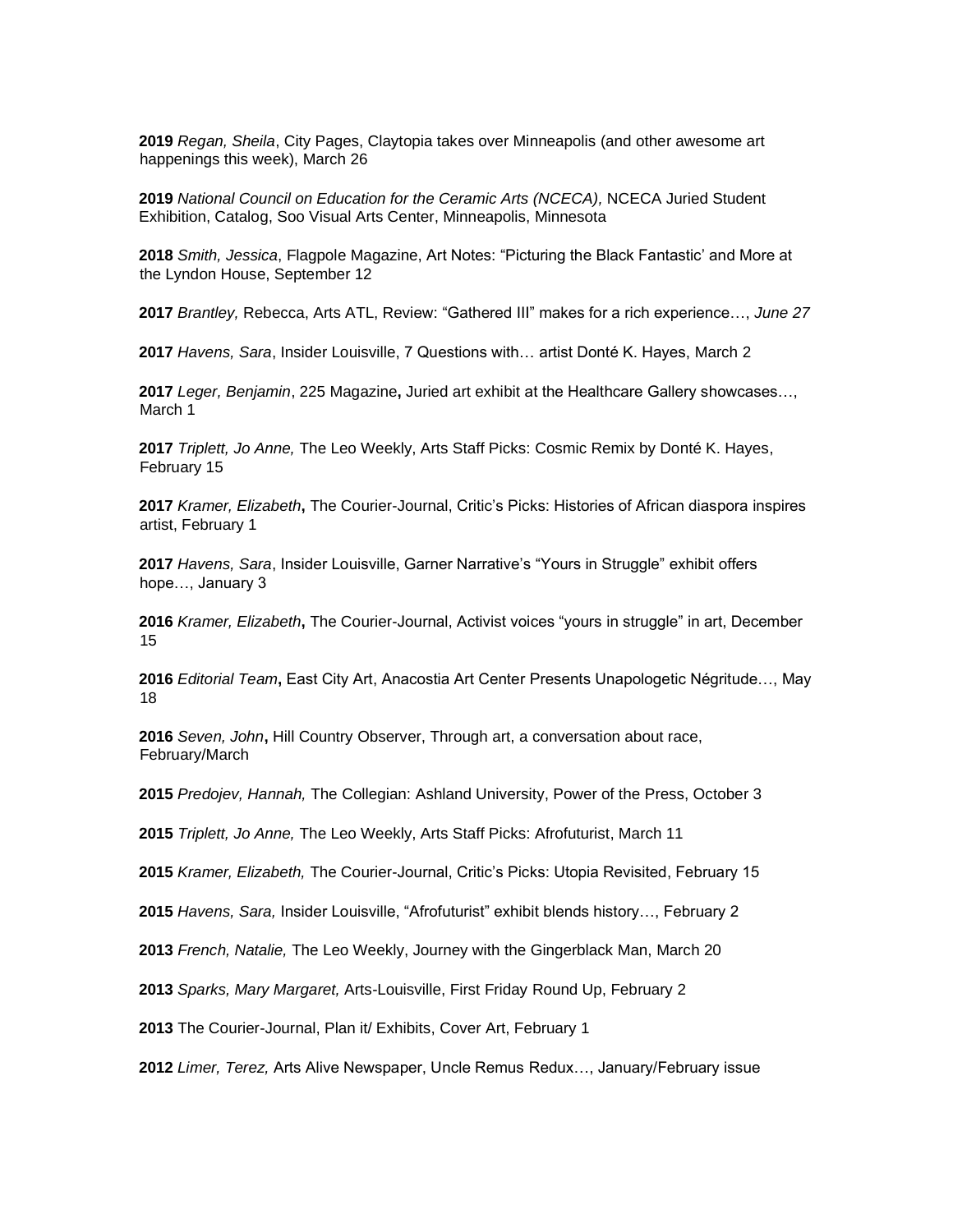**2019** *Regan, Sheila*, City Pages, Claytopia takes over Minneapolis (and other awesome art happenings this week), March 26

**2019** *National Council on Education for the Ceramic Arts (NCECA),* NCECA Juried Student Exhibition, Catalog, Soo Visual Arts Center, Minneapolis, Minnesota

**2018** *Smith, Jessica*, Flagpole Magazine, Art Notes: "Picturing the Black Fantastic' and More at the Lyndon House, September 12

**2017** *Brantley,* Rebecca, Arts ATL, Review: "Gathered III" makes for a rich experience…, *June 27*

**2017** *Havens, Sara*, Insider Louisville, 7 Questions with… artist Donté K. Hayes, March 2

**2017** *Leger, Benjamin*, 225 Magazine**,** Juried art exhibit at the Healthcare Gallery showcases…, March 1

**2017** *Triplett, Jo Anne,* The Leo Weekly, Arts Staff Picks: Cosmic Remix by Donté K. Hayes, February 15

**2017** *Kramer, Elizabeth***,** The Courier-Journal, Critic's Picks: Histories of African diaspora inspires artist, February 1

**2017** *Havens, Sara*, Insider Louisville, Garner Narrative's "Yours in Struggle" exhibit offers hope…, January 3

**2016** *Kramer, Elizabeth***,** The Courier-Journal, Activist voices "yours in struggle" in art, December 15

**2016** *Editorial Team***,** East City Art, Anacostia Art Center Presents Unapologetic Négritude…, May 18

**2016** *Seven, John***,** Hill Country Observer, Through art, a conversation about race, February/March

**2015** *Predojev, Hannah,* The Collegian: Ashland University, Power of the Press, October 3

**2015** *Triplett, Jo Anne,* The Leo Weekly, Arts Staff Picks: Afrofuturist, March 11

**2015** *Kramer, Elizabeth,* The Courier-Journal, Critic's Picks: Utopia Revisited, February 15

**2015** *Havens, Sara,* Insider Louisville, "Afrofuturist" exhibit blends history…, February 2

**2013** *French, Natalie,* The Leo Weekly, Journey with the Gingerblack Man, March 20

**2013** *Sparks, Mary Margaret,* Arts-Louisville, First Friday Round Up, February 2

**2013** The Courier-Journal, Plan it/ Exhibits, Cover Art, February 1

**2012** *Limer, Terez,* Arts Alive Newspaper, Uncle Remus Redux…, January/February issue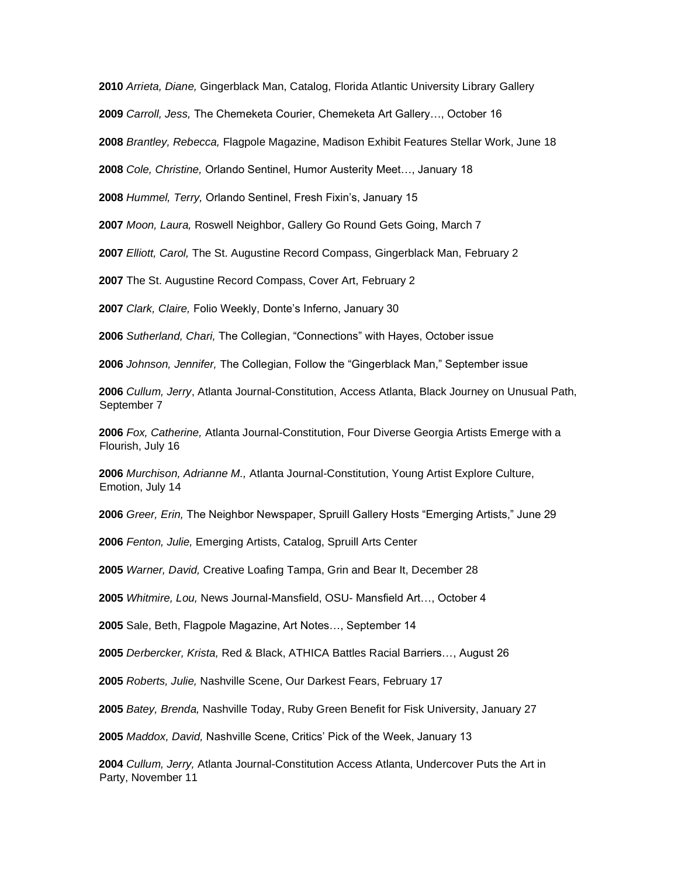**2010** *Arrieta, Diane,* Gingerblack Man, Catalog, Florida Atlantic University Library Gallery

**2009** *Carroll, Jess,* The Chemeketa Courier, Chemeketa Art Gallery…, October 16

**2008** *Brantley, Rebecca,* Flagpole Magazine, Madison Exhibit Features Stellar Work, June 18

**2008** *Cole, Christine,* Orlando Sentinel, Humor Austerity Meet…, January 18

**2008** *Hummel, Terry,* Orlando Sentinel, Fresh Fixin's, January 15

**2007** *Moon, Laura,* Roswell Neighbor, Gallery Go Round Gets Going, March 7

**2007** *Elliott, Carol,* The St. Augustine Record Compass, Gingerblack Man, February 2

**2007** The St. Augustine Record Compass, Cover Art, February 2

**2007** *Clark, Claire,* Folio Weekly, Donte's Inferno, January 30

**2006** *Sutherland, Chari,* The Collegian, "Connections" with Hayes, October issue

**2006** *Johnson, Jennifer,* The Collegian, Follow the "Gingerblack Man," September issue

**2006** *Cullum, Jerry*, Atlanta Journal-Constitution, Access Atlanta, Black Journey on Unusual Path, September 7

**2006** *Fox, Catherine,* Atlanta Journal-Constitution, Four Diverse Georgia Artists Emerge with a Flourish, July 16

**2006** *Murchison, Adrianne M.,* Atlanta Journal-Constitution, Young Artist Explore Culture, Emotion, July 14

**2006** *Greer, Erin,* The Neighbor Newspaper, Spruill Gallery Hosts "Emerging Artists," June 29

**2006** *Fenton, Julie,* Emerging Artists, Catalog, Spruill Arts Center

**2005** *Warner, David,* Creative Loafing Tampa, Grin and Bear It, December 28

**2005** *Whitmire, Lou,* News Journal-Mansfield, OSU- Mansfield Art…, October 4

**2005** Sale, Beth, Flagpole Magazine, Art Notes…, September 14

**2005** *Derbercker, Krista,* Red & Black, ATHICA Battles Racial Barriers…, August 26

**2005** *Roberts, Julie,* Nashville Scene, Our Darkest Fears, February 17

**2005** *Batey, Brenda,* Nashville Today, Ruby Green Benefit for Fisk University, January 27

**2005** *Maddox, David,* Nashville Scene, Critics' Pick of the Week, January 13

**2004** *Cullum, Jerry,* Atlanta Journal-Constitution Access Atlanta, Undercover Puts the Art in Party, November 11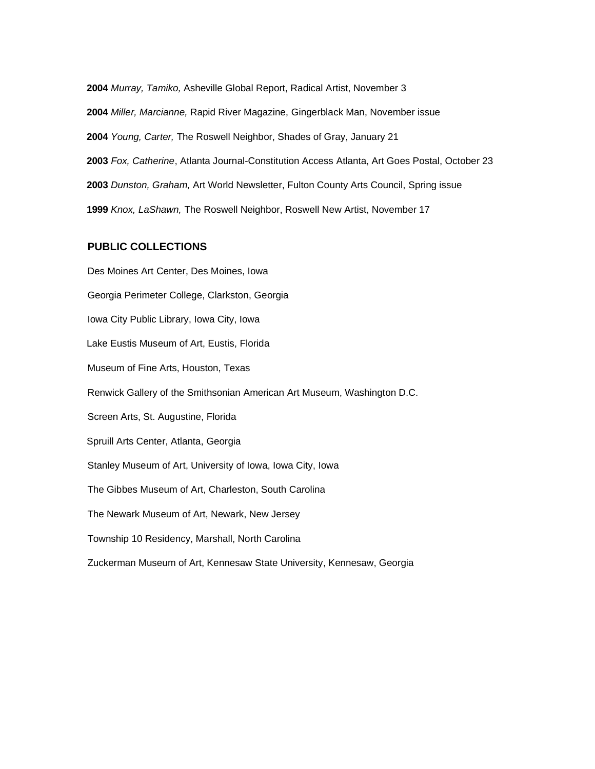**2004** *Murray, Tamiko,* Asheville Global Report, Radical Artist, November 3

**2004** *Miller, Marcianne,* Rapid River Magazine, Gingerblack Man, November issue

**2004** *Young, Carter,* The Roswell Neighbor, Shades of Gray, January 21

**2003** *Fox, Catherine*, Atlanta Journal-Constitution Access Atlanta, Art Goes Postal, October 23

**2003** *Dunston, Graham,* Art World Newsletter, Fulton County Arts Council, Spring issue

**1999** *Knox, LaShawn,* The Roswell Neighbor, Roswell New Artist, November 17

## PUBLIC COLLECTIONS

Des Moines Art Center, Des Moines, Iowa

Georgia Perimeter College, Clarkston, Georgia

Iowa City Public Library, Iowa City, Iowa

Lake Eustis Museum of Art, Eustis, Florida

Museum of Fine Arts, Houston, Texas

Renwick Gallery of the Smithsonian American Art Museum, Washington D.C.

Screen Arts, St. Augustine, Florida

Spruill Arts Center, Atlanta, Georgia

Stanley Museum of Art, University of Iowa, Iowa City, Iowa

The Gibbes Museum of Art, Charleston, South Carolina

The Newark Museum of Art, Newark, New Jersey

Township 10 Residency, Marshall, North Carolina

Zuckerman Museum of Art, Kennesaw State University, Kennesaw, Georgia